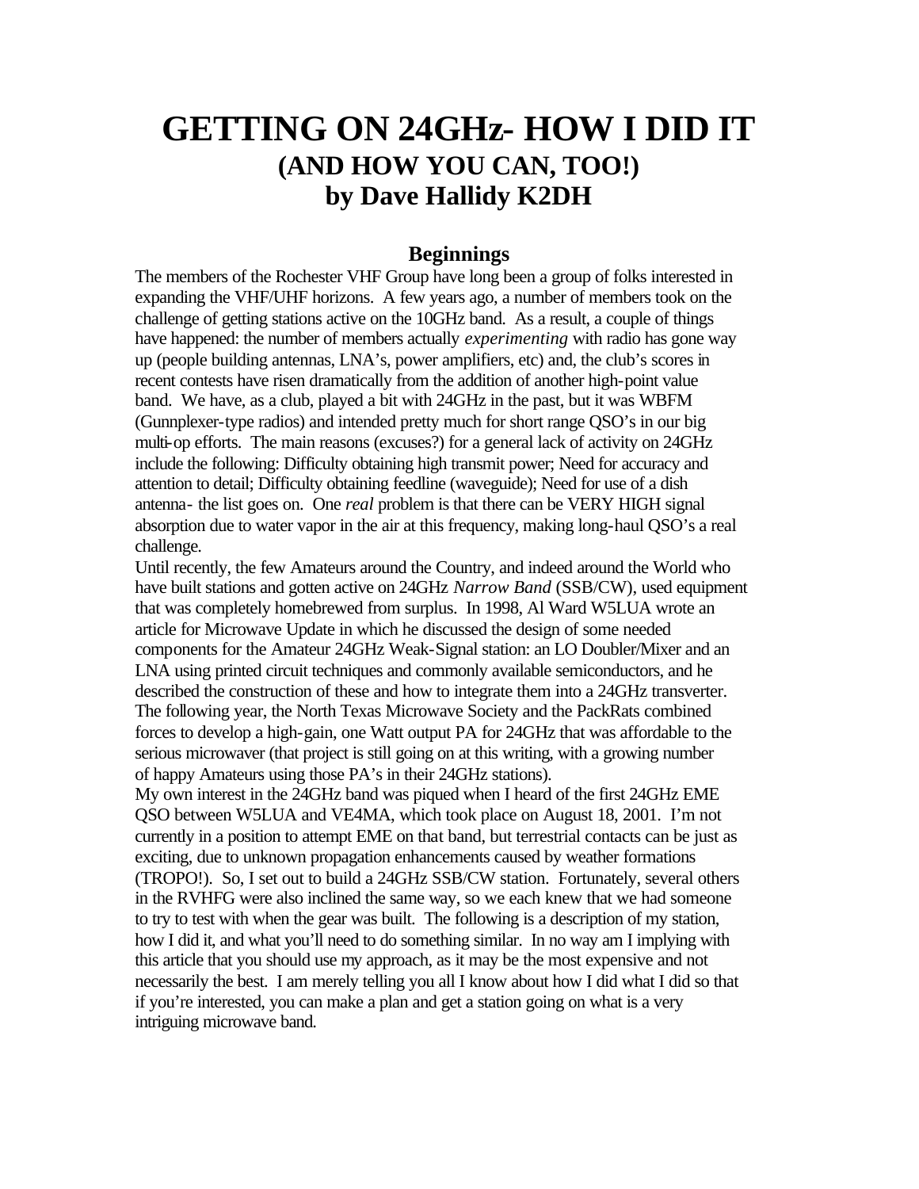# GETTING ON 24GHz- HOW I DID IT
## (AND HOW YOU CAN, TOO!)
## by Dave Hallidy K2DH

### Beginnings

The members of the Rochester VHF Group have long been a group of folks interested in expanding the VHF/UHF horizons. A few years ago, a number of members took on the challenge of getting stations active on the 10GHz band. As a result, a couple of things have happened: the number of members actually *experimenting* with radio has gone way up (people building antennas, LNA's, power amplifiers, etc) and, the club's scores in recent contests have risen dramatically from the addition of another high-point value band. We have, as a club, played a bit with 24GHz in the past, but it was WBFM (Gunnplexer-type radios) and intended pretty much for short range QSO's in our big multi-op efforts. The main reasons (excuses?) for a general lack of activity on 24GHz include the following: Difficulty obtaining high transmit power; Need for accuracy and attention to detail; Difficulty obtaining feedline (waveguide); Need for use of a dish antenna- the list goes on. One *real* problem is that there can be VERY HIGH signal absorption due to water vapor in the air at this frequency, making long-haul QSO's a real challenge.

Until recently, the few Amateurs around the Country, and indeed around the World who have built stations and gotten active on 24GHz *Narrow Band* (SSB/CW), used equipment that was completely homebrewed from surplus. In 1998, Al Ward W5LUA wrote an article for Microwave Update in which he discussed the design of some needed components for the Amateur 24GHz Weak-Signal station: an LO Doubler/Mixer and an LNA using printed circuit techniques and commonly available semiconductors, and he described the construction of these and how to integrate them into a 24GHz transverter. The following year, the North Texas Microwave Society and the PackRats combined forces to develop a high-gain, one Watt output PA for 24GHz that was affordable to the serious microwaver (that project is still going on at this writing, with a growing number of happy Amateurs using those PA's in their 24GHz stations).

My own interest in the 24GHz band was piqued when I heard of the first 24GHz EME QSO between W5LUA and VE4MA, which took place on August 18, 2001. I'm not currently in a position to attempt EME on that band, but terrestrial contacts can be just as exciting, due to unknown propagation enhancements caused by weather formations (TROPO!). So, I set out to build a 24GHz SSB/CW station. Fortunately, several others in the RVHFG were also inclined the same way, so we each knew that we had someone to try to test with when the gear was built. The following is a description of my station, how I did it, and what you'll need to do something similar. In no way am I implying with this article that you should use my approach, as it may be the most expensive and not necessarily the best. I am merely telling you all I know about how I did what I did so that if you're interested, you can make a plan and get a station going on what is a very intriguing microwave band.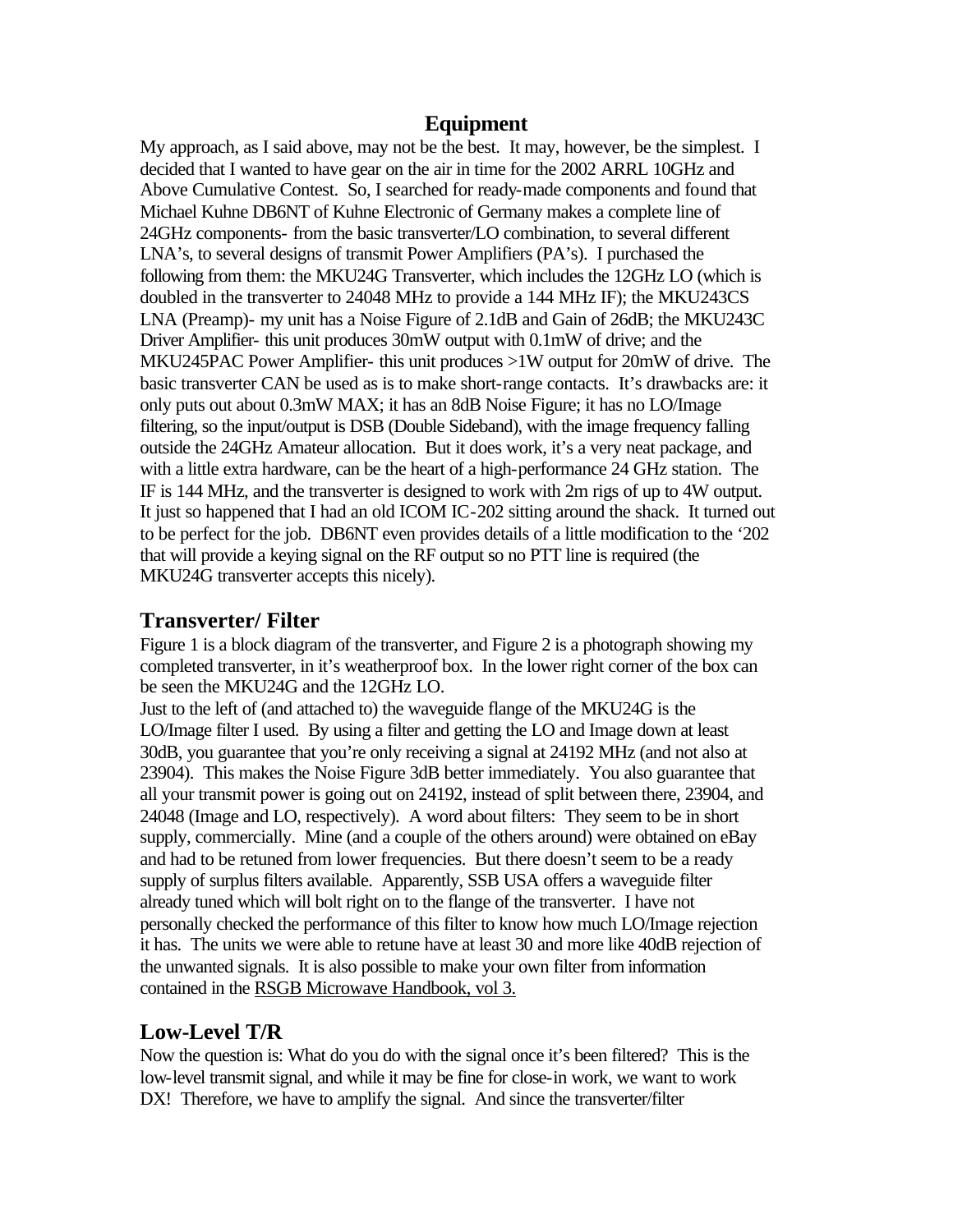## Equipment

My approach, as I said above, may not be the best. It may, however, be the simplest. I decided that I wanted to have gear on the air in time for the 2002 ARRL 10GHz and Above Cumulative Contest. So, I searched for ready-made components and found that Michael Kuhne DB6NT of Kuhne Electronic of Germany makes a complete line of 24GHz components- from the basic transverter/LO combination, to several different LNA's, to several designs of transmit Power Amplifiers (PA's). I purchased the following from them: the MKU24G Transverter, which includes the 12GHz LO (which is doubled in the transverter to 24048 MHz to provide a 144 MHz IF); the MKU243CS LNA (Preamp)- my unit has a Noise Figure of 2.1dB and Gain of 26dB; the MKU243C Driver Amplifier- this unit produces 30mW output with 0.1mW of drive; and the MKU245PAC Power Amplifier- this unit produces >1W output for 20mW of drive. The basic transverter CAN be used as is to make short-range contacts. It's drawbacks are: it only puts out about 0.3mW MAX; it has an 8dB Noise Figure; it has no LO/Image filtering, so the input/output is DSB (Double Sideband), with the image frequency falling outside the 24GHz Amateur allocation. But it does work, it's a very neat package, and with a little extra hardware, can be the heart of a high-performance 24 GHz station. The IF is 144 MHz, and the transverter is designed to work with 2m rigs of up to 4W output. It just so happened that I had an old ICOM IC-202 sitting around the shack. It turned out to be perfect for the job. DB6NT even provides details of a little modification to the '202 that will provide a keying signal on the RF output so no PTT line is required (the MKU24G transverter accepts this nicely).

## Transverter/ Filter

Figure 1 is a block diagram of the transverter, and Figure 2 is a photograph showing my completed transverter, in it's weatherproof box. In the lower right corner of the box can be seen the MKU24G and the 12GHz LO.

Just to the left of (and attached to) the waveguide flange of the MKU24G is the LO/Image filter I used. By using a filter and getting the LO and Image down at least 30dB, you guarantee that you're only receiving a signal at 24192 MHz (and not also at 23904). This makes the Noise Figure 3dB better immediately. You also guarantee that all your transmit power is going out on 24192, instead of split between there, 23904, and 24048 (Image and LO, respectively). A word about filters: They seem to be in short supply, commercially. Mine (and a couple of the others around) were obtained on eBay and had to be retuned from lower frequencies. But there doesn't seem to be a ready supply of surplus filters available. Apparently, SSB USA offers a waveguide filter already tuned which will bolt right on to the flange of the transverter. I have not personally checked the performance of this filter to know how much LO/Image rejection it has. The units we were able to retune have at least 30 and more like 40dB rejection of the unwanted signals. It is also possible to make your own filter from information contained in the RSGB Microwave Handbook, vol 3.

## Low-Level T/R

Now the question is: What do you do with the signal once it's been filtered? This is the low-level transmit signal, and while it may be fine for close-in work, we want to work DX! Therefore, we have to amplify the signal. And since the transverter/filter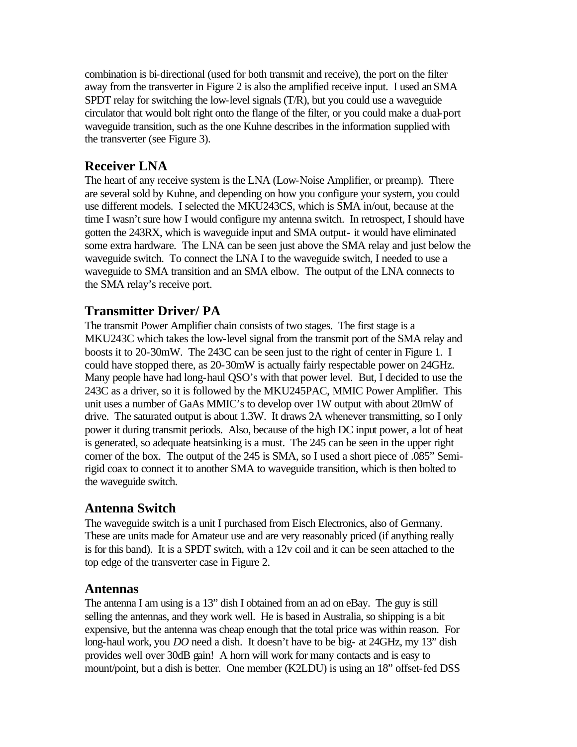combination is bi-directional (used for both transmit and receive), the port on the filter away from the transverter in Figure 2 is also the amplified receive input. I used an SMA SPDT relay for switching the low-level signals (T/R), but you could use a waveguide circulator that would bolt right onto the flange of the filter, or you could make a dual-port waveguide transition, such as the one Kuhne describes in the information supplied with the transverter (see Figure 3).

## Receiver LNA

The heart of any receive system is the LNA (Low-Noise Amplifier, or preamp). There are several sold by Kuhne, and depending on how you configure your system, you could use different models. I selected the MKU243CS, which is SMA in/out, because at the time I wasn't sure how I would configure my antenna switch. In retrospect, I should have gotten the 243RX, which is waveguide input and SMA output- it would have eliminated some extra hardware. The LNA can be seen just above the SMA relay and just below the waveguide switch. To connect the LNA I to the waveguide switch, I needed to use a waveguide to SMA transition and an SMA elbow. The output of the LNA connects to the SMA relay's receive port.

## Transmitter Driver/ PA

The transmit Power Amplifier chain consists of two stages. The first stage is a MKU243C which takes the low-level signal from the transmit port of the SMA relay and boosts it to 20-30mW. The 243C can be seen just to the right of center in Figure 1. I could have stopped there, as 20-30mW is actually fairly respectable power on 24GHz. Many people have had long-haul QSO's with that power level. But, I decided to use the 243C as a driver, so it is followed by the MKU245PAC, MMIC Power Amplifier. This unit uses a number of GaAs MMIC's to develop over 1W output with about 20mW of drive. The saturated output is about 1.3W. It draws 2A whenever transmitting, so I only power it during transmit periods. Also, because of the high DC input power, a lot of heat is generated, so adequate heatsinking is a must. The 245 can be seen in the upper right corner of the box. The output of the 245 is SMA, so I used a short piece of .085" Semi-rigid coax to connect it to another SMA to waveguide transition, which is then bolted to the waveguide switch.

## Antenna Switch

The waveguide switch is a unit I purchased from Eisch Electronics, also of Germany. These are units made for Amateur use and are very reasonably priced (if anything really is for this band). It is a SPDT switch, with a 12v coil and it can be seen attached to the top edge of the transverter case in Figure 2.

## Antennas

The antenna I am using is a 13" dish I obtained from an ad on eBay. The guy is still selling the antennas, and they work well. He is based in Australia, so shipping is a bit expensive, but the antenna was cheap enough that the total price was within reason. For long-haul work, you *DO* need a dish. It doesn't have to be big- at 24GHz, my 13" dish provides well over 30dB gain! A horn will work for many contacts and is easy to mount/point, but a dish is better. One member (K2LDU) is using an 18" offset-fed DSS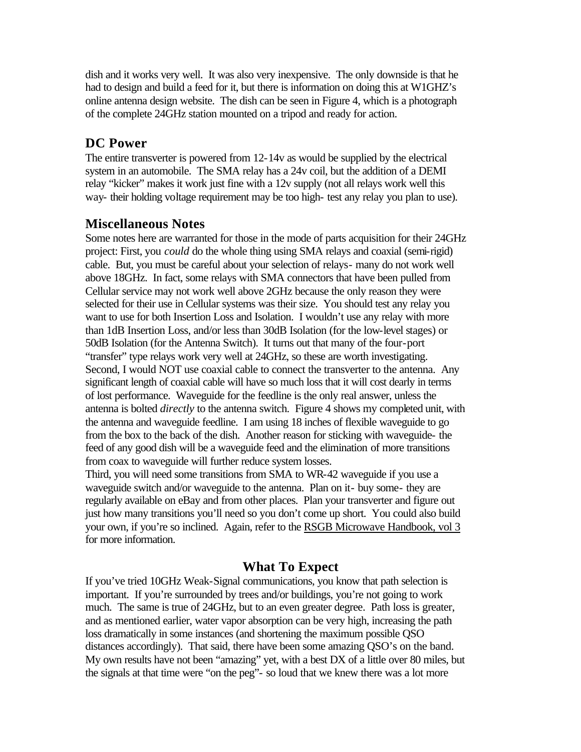dish and it works very well. It was also very inexpensive. The only downside is that he had to design and build a feed for it, but there is information on doing this at W1GHZ's online antenna design website. The dish can be seen in Figure 4, which is a photograph of the complete 24GHz station mounted on a tripod and ready for action.

## DC Power

The entire transverter is powered from 12-14v as would be supplied by the electrical system in an automobile. The SMA relay has a 24v coil, but the addition of a DEMI relay "kicker" makes it work just fine with a 12v supply (not all relays work well this way- their holding voltage requirement may be too high- test any relay you plan to use).

## Miscellaneous Notes

Some notes here are warranted for those in the mode of parts acquisition for their 24GHz project: First, you *could* do the whole thing using SMA relays and coaxial (semi-rigid) cable. But, you must be careful about your selection of relays- many do not work well above 18GHz. In fact, some relays with SMA connectors that have been pulled from Cellular service may not work well above 2GHz because the only reason they were selected for their use in Cellular systems was their size. You should test any relay you want to use for both Insertion Loss and Isolation. I wouldn't use any relay with more than 1dB Insertion Loss, and/or less than 30dB Isolation (for the low-level stages) or 50dB Isolation (for the Antenna Switch). It turns out that many of the four-port "transfer" type relays work very well at 24GHz, so these are worth investigating.
Second, I would NOT use coaxial cable to connect the transverter to the antenna. Any significant length of coaxial cable will have so much loss that it will cost dearly in terms of lost performance. Waveguide for the feedline is the only real answer, unless the antenna is bolted *directly* to the antenna switch. Figure 4 shows my completed unit, with the antenna and waveguide feedline. I am using 18 inches of flexible waveguide to go from the box to the back of the dish. Another reason for sticking with waveguide- the feed of any good dish will be a waveguide feed and the elimination of more transitions from coax to waveguide will further reduce system losses.
Third, you will need some transitions from SMA to WR-42 waveguide if you use a waveguide switch and/or waveguide to the antenna. Plan on it- buy some- they are regularly available on eBay and from other places. Plan your transverter and figure out just how many transitions you'll need so you don't come up short. You could also build your own, if you're so inclined. Again, refer to the RSGB Microwave Handbook, vol 3 for more information.

## What To Expect

If you've tried 10GHz Weak-Signal communications, you know that path selection is important. If you're surrounded by trees and/or buildings, you're not going to work much. The same is true of 24GHz, but to an even greater degree. Path loss is greater, and as mentioned earlier, water vapor absorption can be very high, increasing the path loss dramatically in some instances (and shortening the maximum possible QSO distances accordingly). That said, there have been some amazing QSO's on the band. My own results have not been "amazing" yet, with a best DX of a little over 80 miles, but the signals at that time were "on the peg"- so loud that we knew there was a lot more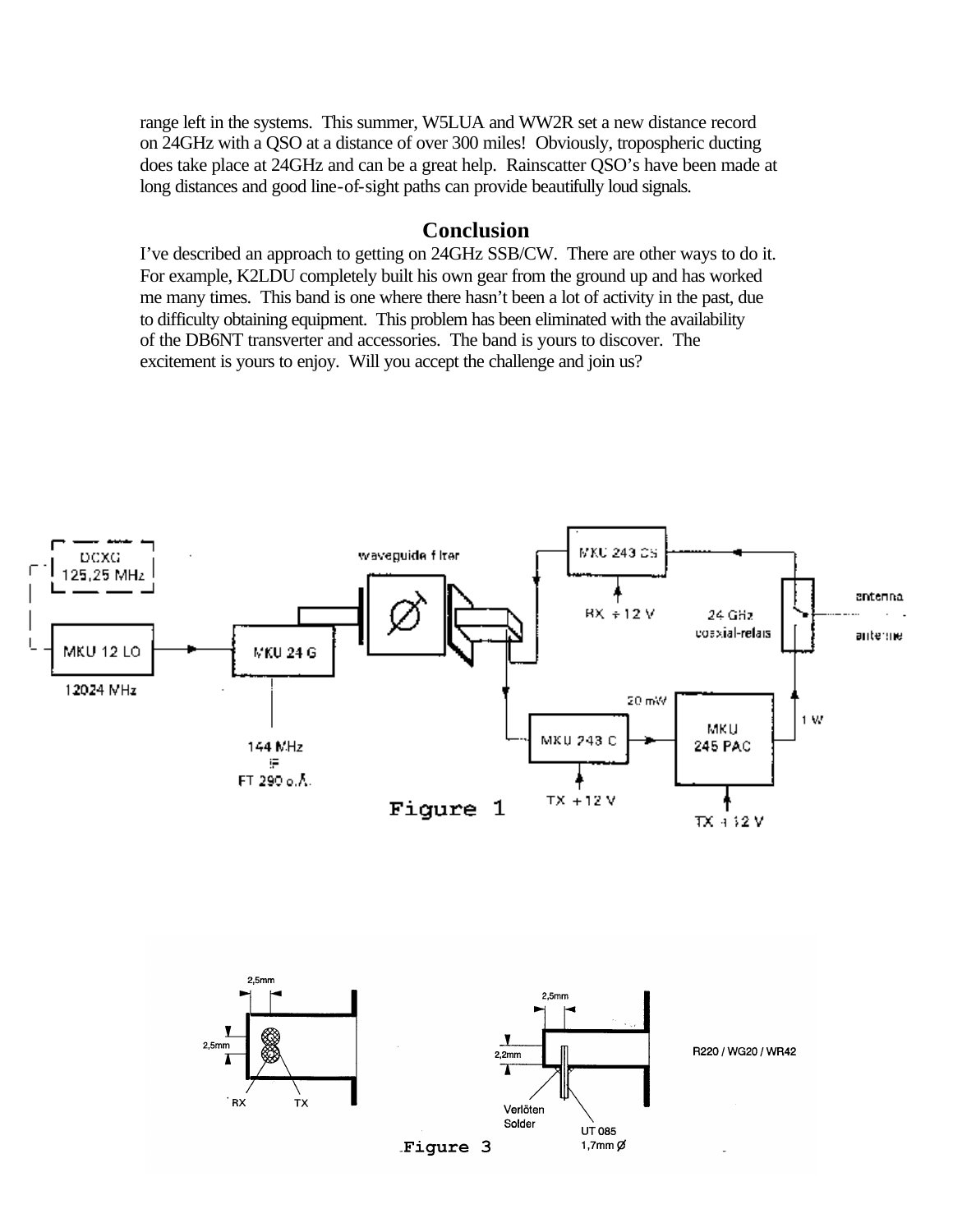range left in the systems. This summer, W5LUA and WW2R set a new distance record on 24GHz with a QSO at a distance of over 300 miles! Obviously, tropospheric ducting does take place at 24GHz and can be a great help. Rainscatter QSO's have been made at long distances and good line-of-sight paths can provide beautifully loud signals.

## Conclusion

I've described an approach to getting on 24GHz SSB/CW. There are other ways to do it. For example, K2LDU completely built his own gear from the ground up and has worked me many times. This band is one where there hasn't been a lot of activity in the past, due to difficulty obtaining equipment. This problem has been eliminated with the availability of the DB6NT transverter and accessories. The band is yours to discover. The excitement is yours to enjoy. Will you accept the challenge and join us?

DCXO 125,25 MHz

MKU 12 LO

12024 MHz

MKU 24 G

144 MHz IF FT 290 o.Ä.

waveguide filter

MKU 243 CS

RX +12 V

24 GHz coaxial-relais

antenna antenne

MKU 243 C

TX +12 V

20 mW

MKU 245 PAC

TX +12 V

1 W

Figure 1

2,5mm

2,5mm

RX TX

2,5mm

2,2mm

Verlöten Solder

UT 085 1,7mm Ø

R220 / WG20 / WR42

Figure 3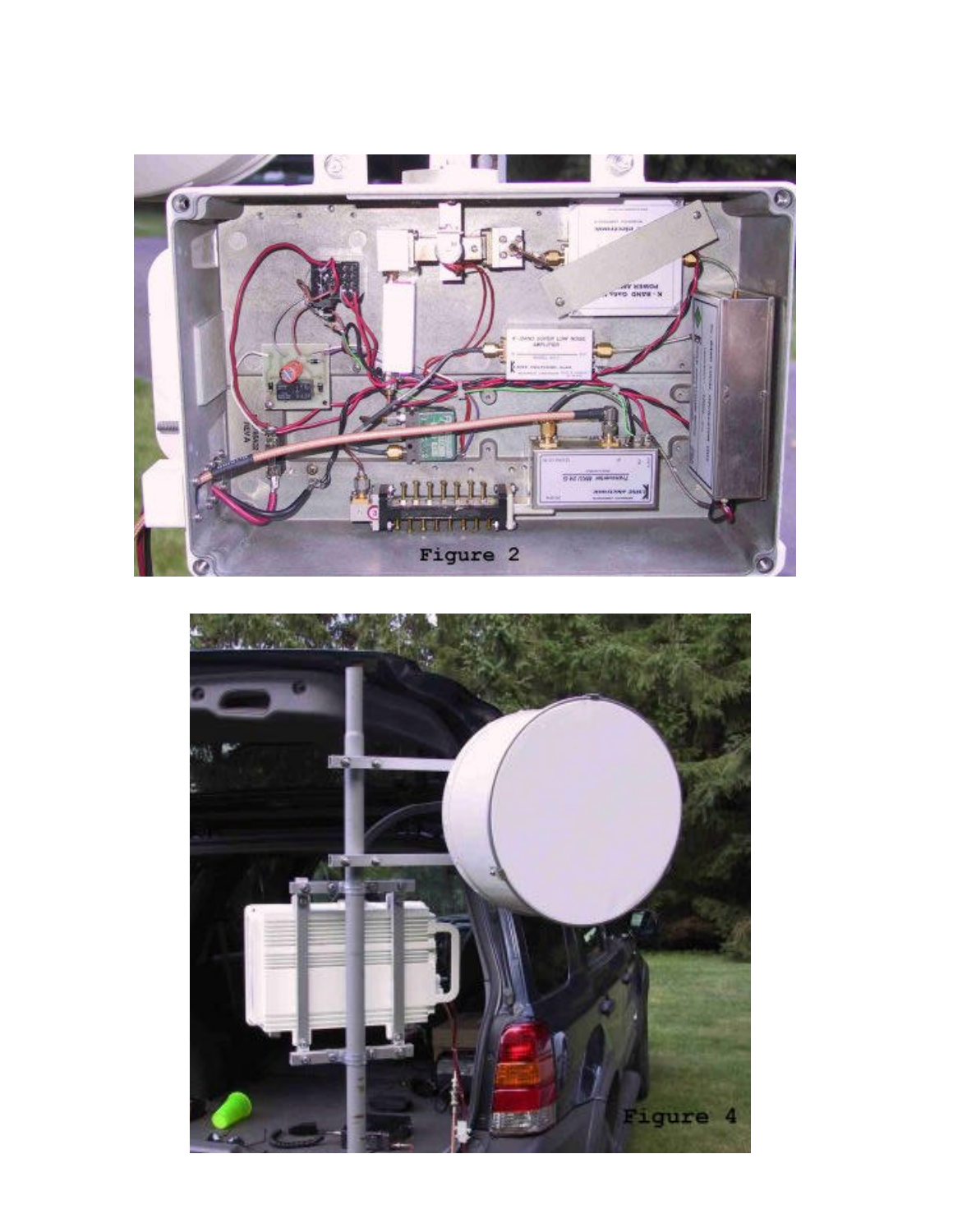Figure 2

Figure 4